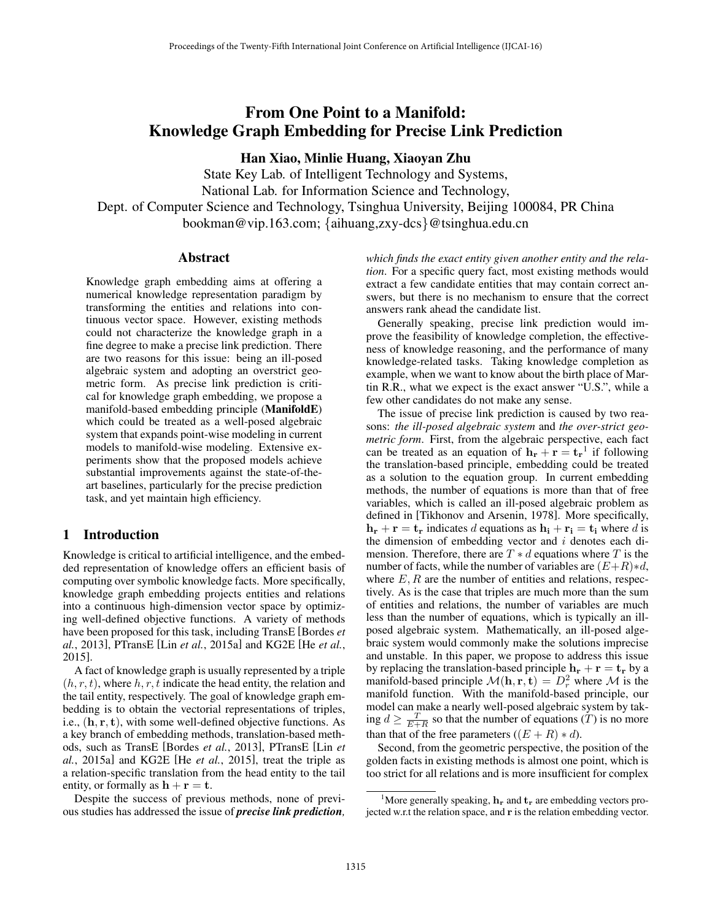# From One Point to a Manifold: Knowledge Graph Embedding for Precise Link Prediction

**Han Xiao, Minlie Huang, Xiaoyan Zhu**

State Key Lab. of Intelligent Technology and Systems,
National Lab. for Information Science and Technology,
Dept. of Computer Science and Technology, Tsinghua University, Beijing 100084, PR China
bookman@vip.163.com; {aihuang,zxy-dcs}@tsinghua.edu.cn

## Abstract

Knowledge graph embedding aims at offering a numerical knowledge representation paradigm by transforming the entities and relations into continuous vector space. However, existing methods could not characterize the knowledge graph in a fine degree to make a precise link prediction. There are two reasons for this issue: being an ill-posed algebraic system and adopting an overstrict geometric form. As precise link prediction is critical for knowledge graph embedding, we propose a manifold-based embedding principle (**ManifoldE**) which could be treated as a well-posed algebraic system that expands point-wise modeling in current models to manifold-wise modeling. Extensive experiments show that the proposed models achieve substantial improvements against the state-of-the-art baselines, particularly for the precise prediction task, and yet maintain high efficiency.

## 1 Introduction

Knowledge is critical to artificial intelligence, and the embedded representation of knowledge offers an efficient basis of computing over symbolic knowledge facts. More specifically, knowledge graph embedding projects entities and relations into a continuous high-dimension vector space by optimizing well-defined objective functions. A variety of methods have been proposed for this task, including TransE [Bordes *et al.*, 2013], PTransE [Lin *et al.*, 2015a] and KG2E [He *et al.*, 2015].

A fact of knowledge graph is usually represented by a triple $(h, r, t)$, where $h, r, t$ indicate the head entity, the relation and the tail entity, respectively. The goal of knowledge graph embedding is to obtain the vectorial representations of triples, i.e., $(\mathbf{h}, \mathbf{r}, \mathbf{t})$, with some well-defined objective functions. As a key branch of embedding methods, translation-based methods, such as TransE [Bordes *et al.*, 2013], PTransE [Lin *et al.*, 2015a] and KG2E [He *et al.*, 2015], treat the triple as a relation-specific translation from the head entity to the tail entity, or formally as $\mathbf{h} + \mathbf{r} = \mathbf{t}$.

Despite the success of previous methods, none of previous studies has addressed the issue of ***precise link prediction***, *which finds the exact entity given another entity and the relation*. For a specific query fact, most existing methods would extract a few candidate entities that may contain correct answers, but there is no mechanism to ensure that the correct answers rank ahead the candidate list.

Generally speaking, precise link prediction would improve the feasibility of knowledge completion, the effectiveness of knowledge reasoning, and the performance of many knowledge-related tasks. Taking knowledge completion as example, when we want to know about the birth place of Martin R.R., what we expect is the exact answer "U.S.", while a few other candidates do not make any sense.

The issue of precise link prediction is caused by two reasons: *the ill-posed algebraic system* and *the over-strict geometric form*. First, from the algebraic perspective, each fact can be treated as an equation of $\mathbf{h_r} + \mathbf{r} = \mathbf{t_r}$[1] if following the translation-based principle, embedding could be treated as a solution to the equation group. In current embedding methods, the number of equations is more than that of free variables, which is called an ill-posed algebraic problem as defined in [Tikhonov and Arsenin, 1978]. More specifically, $\mathbf{h_r} + \mathbf{r} = \mathbf{t_r}$ indicates $d$ equations as $\mathbf{h_i} + \mathbf{r_i} = \mathbf{t_i}$ where $d$ is the dimension of embedding vector and $i$ denotes each dimension. Therefore, there are $T * d$ equations where $T$ is the number of facts, while the number of variables are $(E+R)*d$, where $E, R$ are the number of entities and relations, respectively. As is the case that triples are much more than the sum of entities and relations, the number of variables are much less than the number of equations, which is typically an ill-posed algebraic system. Mathematically, an ill-posed algebraic system would commonly make the solutions imprecise and unstable. In this paper, we propose to address this issue by replacing the translation-based principle $\mathbf{h_r} + \mathbf{r} = \mathbf{t_r}$ by a manifold-based principle $\mathcal{M}(\mathbf{h}, \mathbf{r}, \mathbf{t}) = D_r^2$ where $\mathcal{M}$ is the manifold function. With the manifold-based principle, our model can make a nearly well-posed algebraic system by taking $d \geq \frac{T}{E+R}$ so that the number of equations ($T$) is no more than that of the free parameters ($(E+R)*d$).

Second, from the geometric perspective, the position of the golden facts in existing methods is almost one point, which is too strict for all relations and is more insufficient for complex

[1] More generally speaking, $\mathbf{h_r}$ and $\mathbf{t_r}$ are embedding vectors projected w.r.t the relation space, and $\mathbf{r}$ is the relation embedding vector.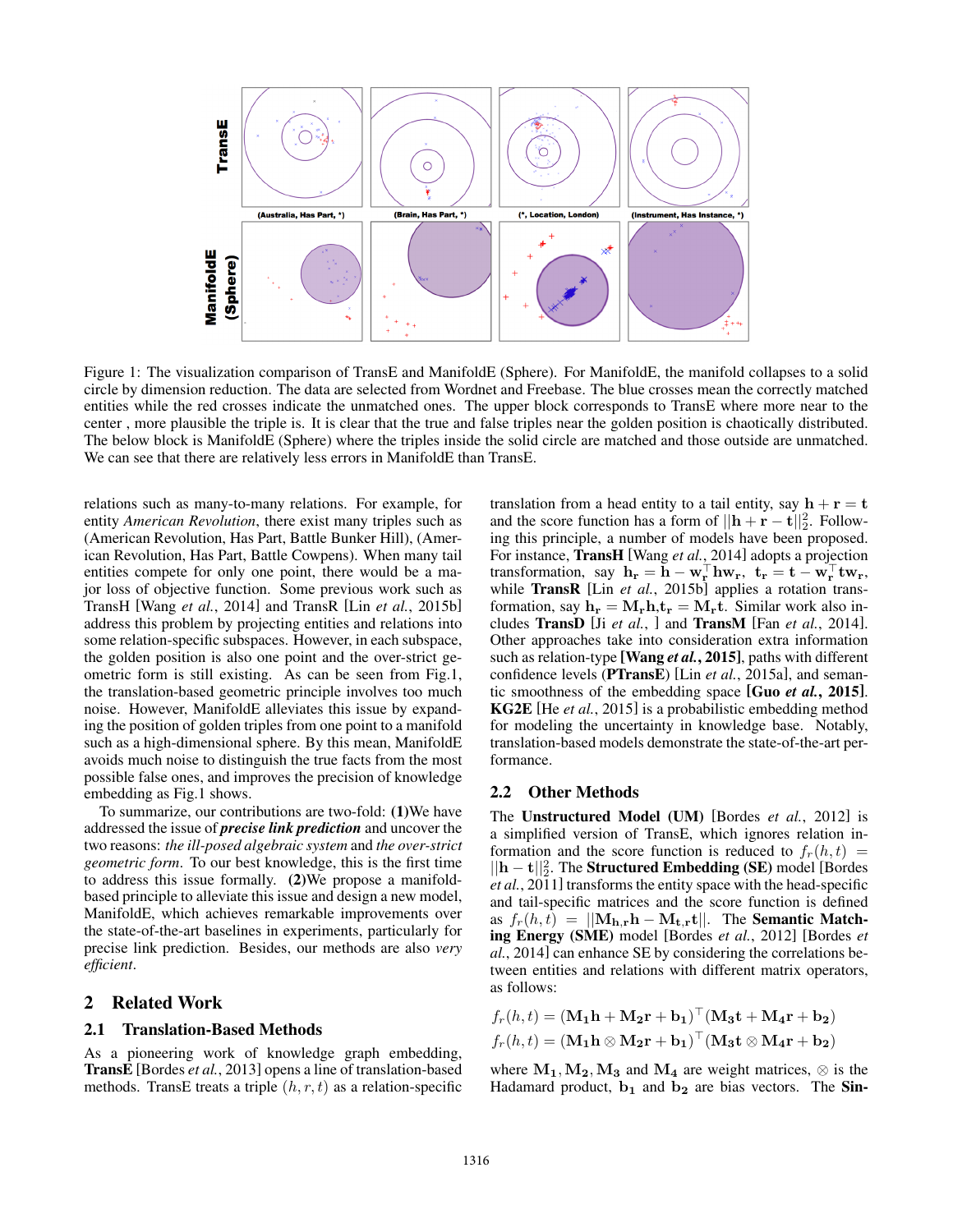Figure 1: The visualization comparison of TransE and ManifoldE (Sphere). For ManifoldE, the manifold collapses to a solid circle by dimension reduction. The data are selected from Wordnet and Freebase. The blue crosses mean the correctly matched entities while the red crosses indicate the unmatched ones. The upper block corresponds to TransE where more near to the center , more plausible the triple is. It is clear that the true and false triples near the golden position is chaotically distributed. The below block is ManifoldE (Sphere) where the triples inside the solid circle are matched and those outside are unmatched. We can see that there are relatively less errors in ManifoldE than TransE.

relations such as many-to-many relations. For example, for entity *American Revolution*, there exist many triples such as (American Revolution, Has Part, Battle Bunker Hill), (American Revolution, Has Part, Battle Cowpens). When many tail entities compete for only one point, there would be a major loss of objective function. Some previous work such as TransH [Wang *et al.*, 2014] and TransR [Lin *et al.*, 2015b] address this problem by projecting entities and relations into some relation-specific subspaces. However, in each subspace, the golden position is also one point and the over-strict geometric form is still existing. As can be seen from Fig.1, the translation-based geometric principle involves too much noise. However, ManifoldE alleviates this issue by expanding the position of golden triples from one point to a manifold such as a high-dimensional sphere. By this mean, ManifoldE avoids much noise to distinguish the true facts from the most possible false ones, and improves the precision of knowledge embedding as Fig.1 shows.

To summarize, our contributions are two-fold: **(1)**We have addressed the issue of ***precise link prediction*** and uncover the two reasons: *the ill-posed algebraic system* and *the over-strict geometric form*. To our best knowledge, this is the first time to address this issue formally. **(2)**We propose a manifold-based principle to alleviate this issue and design a new model, ManifoldE, which achieves remarkable improvements over the state-of-the-art baselines in experiments, particularly for precise link prediction. Besides, our methods are also *very efficient*.

## 2 Related Work

### 2.1 Translation-Based Methods

As a pioneering work of knowledge graph embedding, **TransE** [Bordes *et al.*, 2013] opens a line of translation-based methods. TransE treats a triple $(h, r, t)$ as a relation-specific translation from a head entity to a tail entity, say $\mathbf{h} + \mathbf{r} = \mathbf{t}$ and the score function has a form of $||\mathbf{h} + \mathbf{r} - \mathbf{t}||_2^2$. Following this principle, a number of models have been proposed. For instance, **TransH** [Wang *et al.*, 2014] adopts a projection transformation, say $\mathbf{h_r} = \mathbf{h} - \mathbf{w_r}^\top \mathbf{h} \mathbf{w_r}$, $\mathbf{t_r} = \mathbf{t} - \mathbf{w_r}^\top \mathbf{t} \mathbf{w_r}$, while **TransR** [Lin *et al.*, 2015b] applies a rotation transformation, say $\mathbf{h_r} = \mathbf{M_r h}, \mathbf{t_r} = \mathbf{M_r t}$. Similar work also includes **TransD** [Ji *et al.*, ] and **TransM** [Fan *et al.*, 2014]. Other approaches take into consideration extra information such as relation-type **[Wang *et al.*, 2015]**, paths with different confidence levels (**PTransE**) [Lin *et al.*, 2015a], and semantic smoothness of the embedding space **[Guo *et al.*, 2015]**. **KG2E** [He *et al.*, 2015] is a probabilistic embedding method for modeling the uncertainty in knowledge base. Notably, translation-based models demonstrate the state-of-the-art performance.

### 2.2 Other Methods

The **Unstructured Model (UM)** [Bordes *et al.*, 2012] is a simplified version of TransE, which ignores relation information and the score function is reduced to $f_r(h, t) = ||\mathbf{h} - \mathbf{t}||_2^2$. The **Structured Embedding (SE)** model [Bordes *et al.*, 2011] transforms the entity space with the head-specific and tail-specific matrices and the score function is defined as $f_r(h, t) = ||\mathbf{M_{h,r} h} - \mathbf{M_{t,r} t}||$. The **Semantic Matching Energy (SME)** model [Bordes *et al.*, 2012] [Bordes *et al.*, 2014] can enhance SE by considering the correlations between entities and relations with different matrix operators, as follows:

$$f_r(h, t) = (\mathbf{M_1 h} + \mathbf{M_2 r} + \mathbf{b_1})^\top (\mathbf{M_3 t} + \mathbf{M_4 r} + \mathbf{b_2})$$

$$f_r(h, t) = (\mathbf{M_1 h} \otimes \mathbf{M_2 r} + \mathbf{b_1})^\top (\mathbf{M_3 t} \otimes \mathbf{M_4 r} + \mathbf{b_2})$$

where $\mathbf{M_1}, \mathbf{M_2}, \mathbf{M_3}$ and $\mathbf{M_4}$ are weight matrices, $\otimes$ is the Hadamard product, $\mathbf{b_1}$ and $\mathbf{b_2}$ are bias vectors. The **Sin-**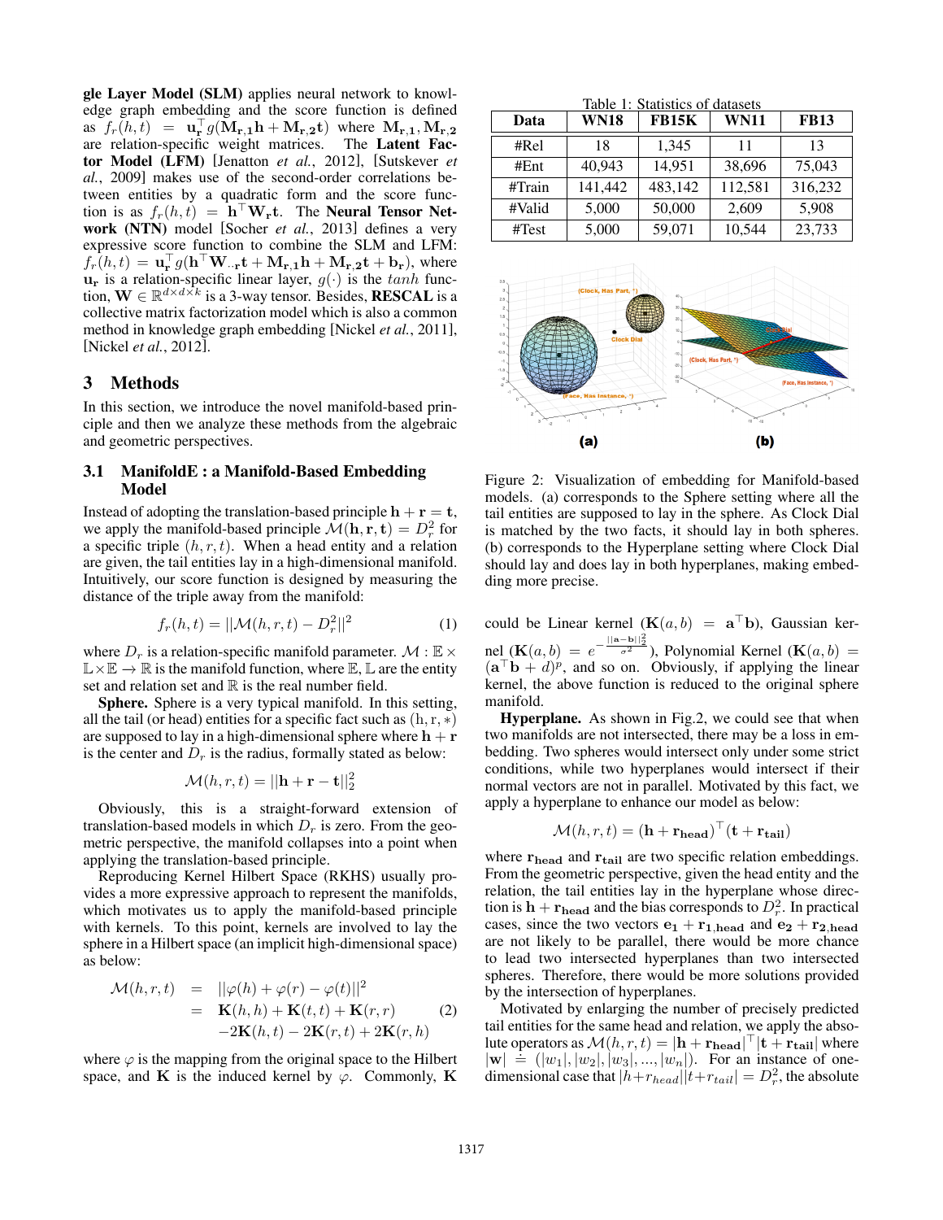**gle Layer Model (SLM)** applies neural network to knowledge graph embedding and the score function is defined as $f_r(h,t) = \mathbf{u_r}^\top g(\mathbf{M_{r,1}h} + \mathbf{M_{r,2}t})$ where $\mathbf{M_{r,1}}, \mathbf{M_{r,2}}$ are relation-specific weight matrices. The **Latent Factor Model (LFM)** [Jenatton *et al.*, 2012], [Sutskever *et al.*, 2009] makes use of the second-order correlations between entities by a quadratic form and the score function is as $f_r(h,t) = \mathbf{h}^\top \mathbf{W_r t}$. The **Neural Tensor Network (NTN)** model [Socher *et al.*, 2013] defines a very expressive score function to combine the SLM and LFM: $f_r(h,t) = \mathbf{u_r}^\top g(\mathbf{h}^\top \mathbf{W_{\cdot\cdot r}t} + \mathbf{M_{r,1}h} + \mathbf{M_{r,2}t} + \mathbf{b_r})$, where $\mathbf{u_r}$ is a relation-specific linear layer, $g(\cdot)$ is the $tanh$ function, $\mathbf{W} \in \mathbb{R}^{d \times d \times k}$ is a 3-way tensor. Besides, **RESCAL** is a collective matrix factorization model which is also a common method in knowledge graph embedding [Nickel *et al.*, 2011], [Nickel *et al.*, 2012].

## 3 Methods

In this section, we introduce the novel manifold-based principle and then we analyze these methods from the algebraic and geometric perspectives.

### 3.1 ManifoldE : a Manifold-Based Embedding Model

Instead of adopting the translation-based principle $\mathbf{h} + \mathbf{r} = \mathbf{t}$, we apply the manifold-based principle $\mathcal{M}(\mathbf{h}, \mathbf{r}, \mathbf{t}) = D_r^2$ for a specific triple $(h,r,t)$. When a head entity and a relation are given, the tail entities lay in a high-dimensional manifold. Intuitively, our score function is designed by measuring the distance of the triple away from the manifold:

$$f_r(h,t) = ||\mathcal{M}(h,r,t) - D_r^2||^2 \tag{1}$$

where $D_r$ is a relation-specific manifold parameter. $\mathcal{M} : \mathbb{E} \times \mathbb{L} \times \mathbb{E} \to \mathbb{R}$ is the manifold function, where $\mathbb{E}, \mathbb{L}$ are the entity set and relation set and $\mathbb{R}$ is the real number field.

**Sphere.** Sphere is a very typical manifold. In this setting, all the tail (or head) entities for a specific fact such as $(\mathrm{h}, \mathrm{r}, *)$ are supposed to lay in a high-dimensional sphere where $\mathbf{h} + \mathbf{r}$ is the center and $D_r$ is the radius, formally stated as below:

$$\mathcal{M}(h,r,t) = ||\mathbf{h} + \mathbf{r} - \mathbf{t}||_2^2$$

Obviously, this is a straight-forward extension of translation-based models in which $D_r$ is zero. From the geometric perspective, the manifold collapses into a point when applying the translation-based principle.

Reproducing Kernel Hilbert Space (RKHS) usually provides a more expressive approach to represent the manifolds, which motivates us to apply the manifold-based principle with kernels. To this point, kernels are involved to lay the sphere in a Hilbert space (an implicit high-dimensional space) as below:

$$\begin{aligned} \mathcal{M}(h,r,t) &= ||\varphi(h) + \varphi(r) - \varphi(t)||^2 \\ &= \mathbf{K}(h,h) + \mathbf{K}(t,t) + \mathbf{K}(r,r) \\ &\quad -2\mathbf{K}(h,t) - 2\mathbf{K}(r,t) + 2\mathbf{K}(r,h) \end{aligned} \tag{2}$$

where $\varphi$ is the mapping from the original space to the Hilbert space, and $\mathbf{K}$ is the induced kernel by $\varphi$. Commonly, $\mathbf{K}$ could be Linear kernel ($\mathbf{K}(a,b) = \mathbf{a}^\top \mathbf{b}$), Gaussian kernel ($\mathbf{K}(a,b) = e^{-\frac{||\mathbf{a}-\mathbf{b}||_2^2}{\sigma^2}}$), Polynomial Kernel ($\mathbf{K}(a,b) = (\mathbf{a}^\top \mathbf{b} + d)^p$, and so on. Obviously, if applying the linear kernel, the above function is reduced to the original sphere manifold.

Table 1: Statistics of datasets

| Data | WN18 | FB15K | WN11 | FB13 |
|---|---|---|---|---|
| #Rel | 18 | 1,345 | 11 | 13 |
| #Ent | 40,943 | 14,951 | 38,696 | 75,043 |
| #Train | 141,442 | 483,142 | 112,581 | 316,232 |
| #Valid | 5,000 | 50,000 | 2,609 | 5,908 |
| #Test | 5,000 | 59,071 | 10,544 | 23,733 |

Figure 2: Visualization of embedding for Manifold-based models. (a) corresponds to the Sphere setting where all the tail entities are supposed to lay in the sphere. As Clock Dial is matched by the two facts, it should lay in both spheres. (b) corresponds to the Hyperplane setting where Clock Dial should lay and does lay in both hyperplanes, making embedding more precise.

**Hyperplane.** As shown in Fig.2, we could see that when two manifolds are not intersected, there may be a loss in embedding. Two spheres would intersect only under some strict conditions, while two hyperplanes would intersect if their normal vectors are not in parallel. Motivated by this fact, we apply a hyperplane to enhance our model as below:

$$\mathcal{M}(h,r,t) = (\mathbf{h} + \mathbf{r_{head}})^\top (\mathbf{t} + \mathbf{r_{tail}})$$

where $\mathbf{r_{head}}$ and $\mathbf{r_{tail}}$ are two specific relation embeddings. From the geometric perspective, given the head entity and the relation, the tail entities lay in the hyperplane whose direction is $\mathbf{h} + \mathbf{r_{head}}$ and the bias corresponds to $D_r^2$. In practical cases, since the two vectors $\mathbf{e_1} + \mathbf{r_{1,head}}$ and $\mathbf{e_2} + \mathbf{r_{2,head}}$ are not likely to be parallel, there would be more chance to lead two intersected hyperplanes than two intersected spheres. Therefore, there would be more solutions provided by the intersection of hyperplanes.

Motivated by enlarging the number of precisely predicted tail entities for the same head and relation, we apply the absolute operators as $\mathcal{M}(h,r,t) = |\mathbf{h} + \mathbf{r_{head}}|^\top |\mathbf{t} + \mathbf{r_{tail}}|$ where $|\mathbf{w}| \doteq (|w_1|, |w_2|, |w_3|, ..., |w_n|)$. For an instance of one-dimensional case that $|h + r_{head}||t + r_{tail}| = D_r^2$, the absolute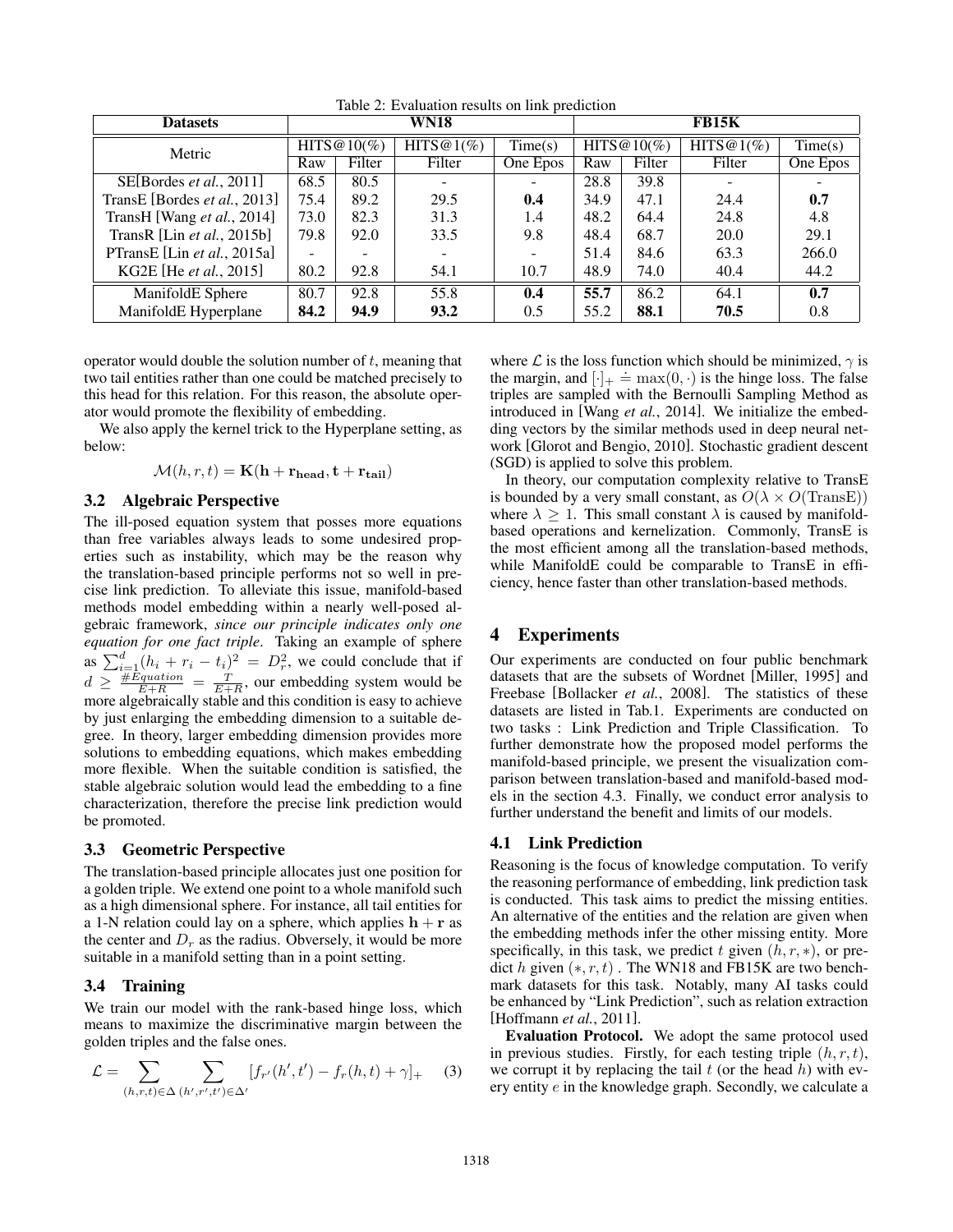Table 2: Evaluation results on link prediction

| Datasets | WN18 | | | | FB15K | | | |
|---|---|---|---|---|---|---|---|---|
| Metric | HITS@10(%) | | HITS@1(%) | Time(s) | HITS@10(%) | | HITS@1(%) | Time(s) |
| | Raw | Filter | Filter | One Epos | Raw | Filter | Filter | One Epos |
| SE[Bordes *et al.*, 2011] | 68.5 | 80.5 | - | - | 28.8 | 39.8 | - | - |
| TransE [Bordes *et al.*, 2013] | 75.4 | 89.2 | 29.5 | **0.4** | 34.9 | 47.1 | 24.4 | **0.7** |
| TransH [Wang *et al.*, 2014] | 73.0 | 82.3 | 31.3 | 1.4 | 48.2 | 64.4 | 24.8 | 4.8 |
| TransR [Lin *et al.*, 2015b] | 79.8 | 92.0 | 33.5 | 9.8 | 48.4 | 68.7 | 20.0 | 29.1 |
| PTransE [Lin *et al.*, 2015a] | - | - | - | - | 51.4 | 84.6 | 63.3 | 266.0 |
| KG2E [He *et al.*, 2015] | 80.2 | 92.8 | 54.1 | 10.7 | 48.9 | 74.0 | 40.4 | 44.2 |
| ManifoldE Sphere | 80.7 | 92.8 | 55.8 | **0.4** | **55.7** | 86.2 | 64.1 | **0.7** |
| ManifoldE Hyperplane | **84.2** | **94.9** | **93.2** | 0.5 | 55.2 | **88.1** | **70.5** | 0.8 |

operator would double the solution number of $t$, meaning that two tail entities rather than one could be matched precisely to this head for this relation. For this reason, the absolute operator would promote the flexibility of embedding.

We also apply the kernel trick to the Hyperplane setting, as below:

$$\mathcal{M}(h, r, t) = \mathbf{K}(\mathbf{h} + \mathbf{r_{head}}, \mathbf{t} + \mathbf{r_{tail}})$$

### 3.2 Algebraic Perspective

The ill-posed equation system that posses more equations than free variables always leads to some undesired properties such as instability, which may be the reason why the translation-based principle performs not so well in precise link prediction. To alleviate this issue, manifold-based methods model embedding within a nearly well-posed algebraic framework, *since our principle indicates only one equation for one fact triple*. Taking an example of sphere as $\sum_{i=1}^{d}(h_i + r_i - t_i)^2 = D_r^2$, we could conclude that if $d \geq \frac{\#Equation}{E+R} = \frac{T}{E+R}$, our embedding system would be more algebraically stable and this condition is easy to achieve by just enlarging the embedding dimension to a suitable degree. In theory, larger embedding dimension provides more solutions to embedding equations, which makes embedding more flexible. When the suitable condition is satisfied, the stable algebraic solution would lead the embedding to a fine characterization, therefore the precise link prediction would be promoted.

### 3.3 Geometric Perspective

The translation-based principle allocates just one position for a golden triple. We extend one point to a whole manifold such as a high dimensional sphere. For instance, all tail entities for a 1-N relation could lay on a sphere, which applies $\mathbf{h} + \mathbf{r}$ as the center and $D_r$ as the radius. Obversely, it would be more suitable in a manifold setting than in a point setting.

### 3.4 Training

We train our model with the rank-based hinge loss, which means to maximize the discriminative margin between the golden triples and the false ones.

$$\mathcal{L} = \sum_{(h,r,t)\in\Delta} \sum_{(h',r',t')\in\Delta'} [f_{r'}(h', t') - f_r(h, t) + \gamma]_+ \quad (3)$$

where $\mathcal{L}$ is the loss function which should be minimized, $\gamma$ is the margin, and $[\cdot]_+ \doteq \max(0, \cdot)$ is the hinge loss. The false triples are sampled with the Bernoulli Sampling Method as introduced in [Wang *et al.*, 2014]. We initialize the embedding vectors by the similar methods used in deep neural network [Glorot and Bengio, 2010]. Stochastic gradient descent (SGD) is applied to solve this problem.

In theory, our computation complexity relative to TransE is bounded by a very small constant, as $O(\lambda \times O(\text{TransE}))$ where $\lambda \geq 1$. This small constant $\lambda$ is caused by manifold-based operations and kernelization. Commonly, TransE is the most efficient among all the translation-based methods, while ManifoldE could be comparable to TransE in efficiency, hence faster than other translation-based methods.

## 4 Experiments

Our experiments are conducted on four public benchmark datasets that are the subsets of Wordnet [Miller, 1995] and Freebase [Bollacker *et al.*, 2008]. The statistics of these datasets are listed in Tab.1. Experiments are conducted on two tasks : Link Prediction and Triple Classification. To further demonstrate how the proposed model performs the manifold-based principle, we present the visualization comparison between translation-based and manifold-based models in the section 4.3. Finally, we conduct error analysis to further understand the benefit and limits of our models.

### 4.1 Link Prediction

Reasoning is the focus of knowledge computation. To verify the reasoning performance of embedding, link prediction task is conducted. This task aims to predict the missing entities. An alternative of the entities and the relation are given when the embedding methods infer the other missing entity. More specifically, in this task, we predict $t$ given $(h, r, *)$, or predict $h$ given $(*, r, t)$ . The WN18 and FB15K are two benchmark datasets for this task. Notably, many AI tasks could be enhanced by "Link Prediction", such as relation extraction [Hoffmann *et al.*, 2011].

**Evaluation Protocol.** We adopt the same protocol used in previous studies. Firstly, for each testing triple $(h, r, t)$, we corrupt it by replacing the tail $t$ (or the head $h$) with every entity $e$ in the knowledge graph. Secondly, we calculate a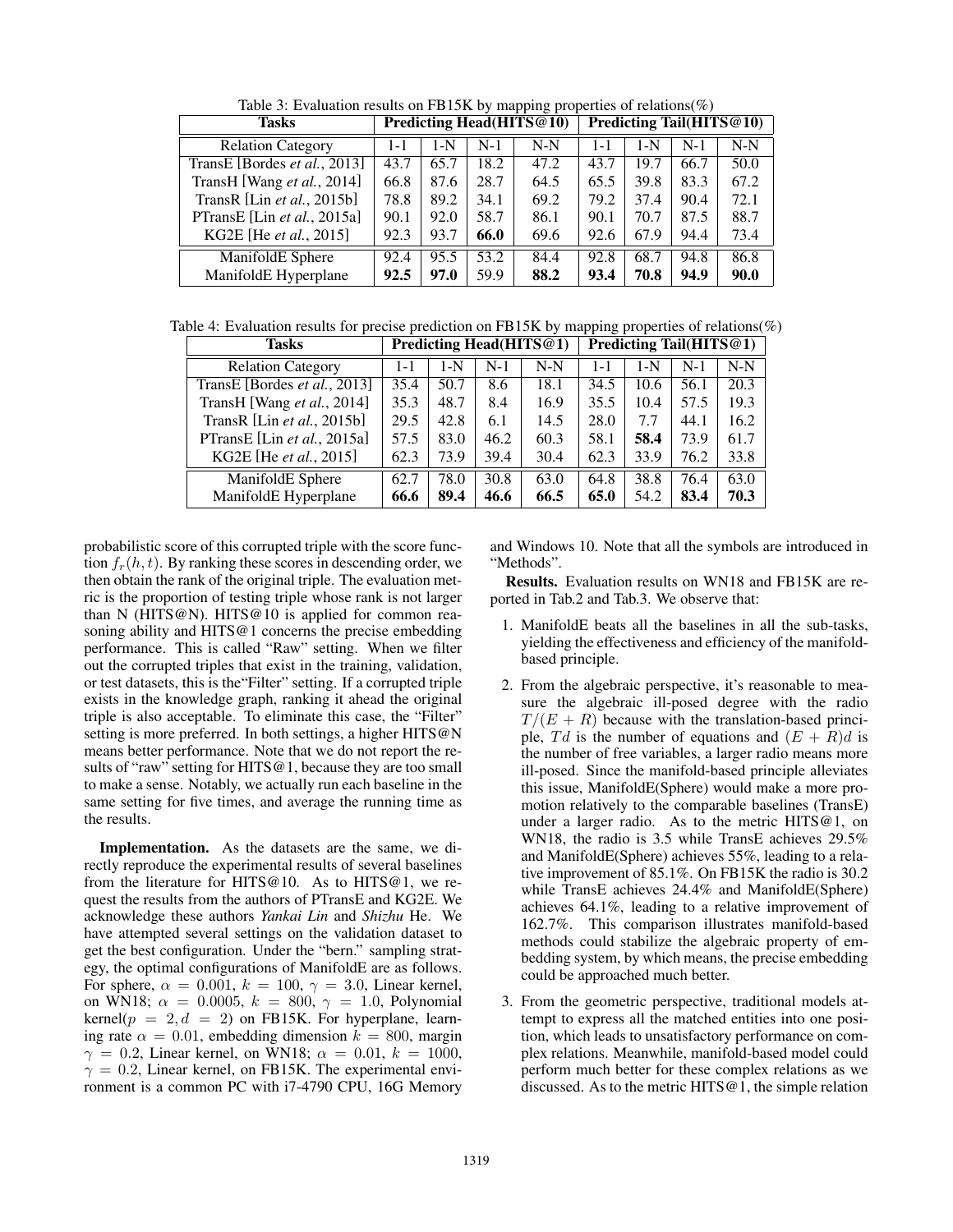Table 3: Evaluation results on FB15K by mapping properties of relations(%)

| Tasks | Predicting Head(HITS@10) | | | | Predicting Tail(HITS@10) | | | |
|---|---|---|---|---|---|---|---|---|
| Relation Category | 1-1 | 1-N | N-1 | N-N | 1-1 | 1-N | N-1 | N-N |
| TransE [Bordes *et al.*, 2013] | 43.7 | 65.7 | 18.2 | 47.2 | 43.7 | 19.7 | 66.7 | 50.0 |
| TransH [Wang *et al.*, 2014] | 66.8 | 87.6 | 28.7 | 64.5 | 65.5 | 39.8 | 83.3 | 67.2 |
| TransR [Lin *et al.*, 2015b] | 78.8 | 89.2 | 34.1 | 69.2 | 79.2 | 37.4 | 90.4 | 72.1 |
| PTransE [Lin *et al.*, 2015a] | 90.1 | 92.0 | 58.7 | 86.1 | 90.1 | 70.7 | 87.5 | 88.7 |
| KG2E [He *et al.*, 2015] | 92.3 | 93.7 | **66.0** | 69.6 | 92.6 | 67.9 | 94.4 | 73.4 |
| ManifoldE Sphere | 92.4 | 95.5 | 53.2 | 84.4 | 92.8 | 68.7 | 94.8 | 86.8 |
| ManifoldE Hyperplane | **92.5** | **97.0** | 59.9 | **88.2** | **93.4** | **70.8** | **94.9** | **90.0** |

Table 4: Evaluation results for precise prediction on FB15K by mapping properties of relations(%)

| Tasks | Predicting Head(HITS@1) | | | | Predicting Tail(HITS@1) | | | |
|---|---|---|---|---|---|---|---|---|
| Relation Category | 1-1 | 1-N | N-1 | N-N | 1-1 | 1-N | N-1 | N-N |
| TransE [Bordes *et al.*, 2013] | 35.4 | 50.7 | 8.6 | 18.1 | 34.5 | 10.6 | 56.1 | 20.3 |
| TransH [Wang *et al.*, 2014] | 35.3 | 48.7 | 8.4 | 16.9 | 35.5 | 10.4 | 57.5 | 19.3 |
| TransR [Lin *et al.*, 2015b] | 29.5 | 42.8 | 6.1 | 14.5 | 28.0 | 7.7 | 44.1 | 16.2 |
| PTransE [Lin *et al.*, 2015a] | 57.5 | 83.0 | 46.2 | 60.3 | 58.1 | **58.4** | 73.9 | 61.7 |
| KG2E [He *et al.*, 2015] | 62.3 | 73.9 | 39.4 | 30.4 | 62.3 | 33.9 | 76.2 | 33.8 |
| ManifoldE Sphere | 62.7 | 78.0 | 30.8 | 63.0 | 64.8 | 38.8 | 76.4 | 63.0 |
| ManifoldE Hyperplane | **66.6** | **89.4** | **46.6** | **66.5** | **65.0** | 54.2 | **83.4** | **70.3** |

probabilistic score of this corrupted triple with the score function $f_r(h,t)$. By ranking these scores in descending order, we then obtain the rank of the original triple. The evaluation metric is the proportion of testing triple whose rank is not larger than N (HITS@N). HITS@10 is applied for common reasoning ability and HITS@1 concerns the precise embedding performance. This is called "Raw" setting. When we filter out the corrupted triples that exist in the training, validation, or test datasets, this is the"Filter" setting. If a corrupted triple exists in the knowledge graph, ranking it ahead the original triple is also acceptable. To eliminate this case, the "Filter" setting is more preferred. In both settings, a higher HITS@N means better performance. Note that we do not report the results of "raw" setting for HITS@1, because they are too small to make a sense. Notably, we actually run each baseline in the same setting for five times, and average the running time as the results.

**Implementation.** As the datasets are the same, we directly reproduce the experimental results of several baselines from the literature for HITS@10. As to HITS@1, we request the results from the authors of PTransE and KG2E. We acknowledge these authors *Yankai Lin* and *Shizhu* He. We have attempted several settings on the validation dataset to get the best configuration. Under the "bern." sampling strategy, the optimal configurations of ManifoldE are as follows. For sphere, $\alpha = 0.001$, $k = 100$, $\gamma = 3.0$, Linear kernel, on WN18; $\alpha = 0.0005$, $k = 800$, $\gamma = 1.0$, Polynomial kernel($p = 2, d = 2$) on FB15K. For hyperplane, learning rate $\alpha = 0.01$, embedding dimension $k = 800$, margin $\gamma = 0.2$, Linear kernel, on WN18; $\alpha = 0.01$, $k = 1000$, $\gamma = 0.2$, Linear kernel, on FB15K. The experimental environment is a common PC with i7-4790 CPU, 16G Memory and Windows 10. Note that all the symbols are introduced in "Methods".

**Results.** Evaluation results on WN18 and FB15K are reported in Tab.2 and Tab.3. We observe that:

1. ManifoldE beats all the baselines in all the sub-tasks, yielding the effectiveness and efficiency of the manifold-based principle.
2. From the algebraic perspective, it's reasonable to measure the algebraic ill-posed degree with the radio $T/(E+R)$ because with the translation-based principle, $Td$ is the number of equations and $(E+R)d$ is the number of free variables, a larger radio means more ill-posed. Since the manifold-based principle alleviates this issue, ManifoldE(Sphere) would make a more promotion relatively to the comparable baselines (TransE) under a larger radio. As to the metric HITS@1, on WN18, the radio is 3.5 while TransE achieves 29.5% and ManifoldE(Sphere) achieves 55%, leading to a relative improvement of 85.1%. On FB15K the radio is 30.2 while TransE achieves 24.4% and ManifoldE(Sphere) achieves 64.1%, leading to a relative improvement of 162.7%. This comparison illustrates manifold-based methods could stabilize the algebraic property of embedding system, by which means, the precise embedding could be approached much better.
3. From the geometric perspective, traditional models attempt to express all the matched entities into one position, which leads to unsatisfactory performance on complex relations. Meanwhile, manifold-based model could perform much better for these complex relations as we discussed. As to the metric HITS@1, the simple relation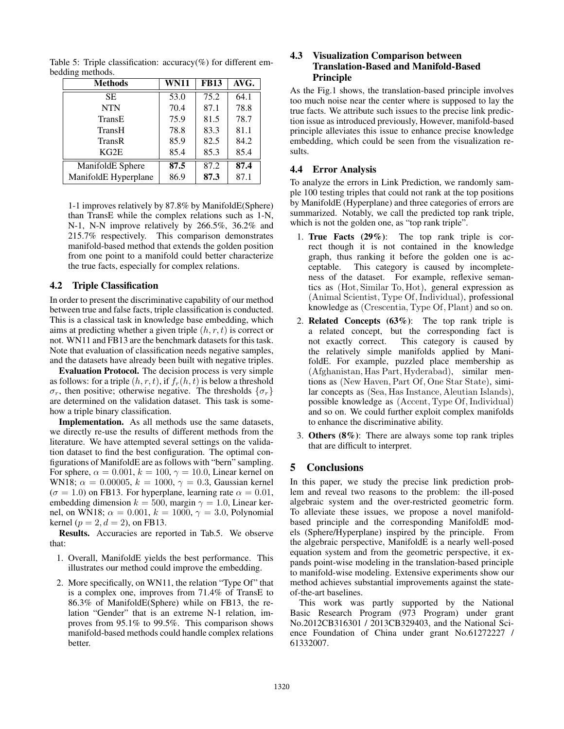Table 5: Triple classification: accuracy(%) for different embedding methods.

| Methods | WN11 | FB13 | AVG. |
|---|---|---|---|
| SE | 53.0 | 75.2 | 64.1 |
| NTN | 70.4 | 87.1 | 78.8 |
| TransE | 75.9 | 81.5 | 78.7 |
| TransH | 78.8 | 83.3 | 81.1 |
| TransR | 85.9 | 82.5 | 84.2 |
| KG2E | 85.4 | 85.3 | 85.4 |
| ManifoldE Sphere | **87.5** | 87.2 | **87.4** |
| ManifoldE Hyperplane | 86.9 | **87.3** | 87.1 |

1-1 improves relatively by 87.8% by ManifoldE(Sphere) than TransE while the complex relations such as 1-N, N-1, N-N improve relatively by 266.5%, 36.2% and 215.7% respectively. This comparison demonstrates manifold-based method that extends the golden position from one point to a manifold could better characterize the true facts, especially for complex relations.

## 4.2 Triple Classification

In order to present the discriminative capability of our method between true and false facts, triple classification is conducted. This is a classical task in knowledge base embedding, which aims at predicting whether a given triple $(h, r, t)$ is correct or not. WN11 and FB13 are the benchmark datasets for this task. Note that evaluation of classification needs negative samples, and the datasets have already been built with negative triples.

**Evaluation Protocol.** The decision process is very simple as follows: for a triple $(h, r, t)$, if $f_r(h, t)$ is below a threshold $\sigma_r$, then positive; otherwise negative. The thresholds $\{\sigma_r\}$ are determined on the validation dataset. This task is somehow a triple binary classification.

**Implementation.** As all methods use the same datasets, we directly re-use the results of different methods from the literature. We have attempted several settings on the validation dataset to find the best configuration. The optimal configurations of ManifoldE are as follows with "bern" sampling. For sphere, $\alpha = 0.001$, $k = 100$, $\gamma = 10.0$, Linear kernel on WN18; $\alpha = 0.00005$, $k = 1000$, $\gamma = 0.3$, Gaussian kernel ($\sigma = 1.0$) on FB13. For hyperplane, learning rate $\alpha = 0.01$, embedding dimension $k = 500$, margin $\gamma = 1.0$, Linear kernel, on WN18; $\alpha = 0.001$, $k = 1000$, $\gamma = 3.0$, Polynomial kernel ($p = 2, d = 2$), on FB13.

**Results.** Accuracies are reported in Tab.5. We observe that:

1. Overall, ManifoldE yields the best performance. This illustrates our method could improve the embedding.
2. More specifically, on WN11, the relation "Type Of" that is a complex one, improves from 71.4% of TransE to 86.3% of ManifoldE(Sphere) while on FB13, the relation "Gender" that is an extreme N-1 relation, improves from 95.1% to 99.5%. This comparison shows manifold-based methods could handle complex relations better.

## 4.3 Visualization Comparison between Translation-Based and Manifold-Based Principle

As the Fig.1 shows, the translation-based principle involves too much noise near the center where is supposed to lay the true facts. We attribute such issues to the precise link prediction issue as introduced previously, However, manifold-based principle alleviates this issue to enhance precise knowledge embedding, which could be seen from the visualization results.

## 4.4 Error Analysis

To analyze the errors in Link Prediction, we randomly sample 100 testing triples that could not rank at the top positions by ManifoldE (Hyperplane) and three categories of errors are summarized. Notably, we call the predicted top rank triple, which is not the golden one, as "top rank triple".

1. **True Facts (29%)**: The top rank triple is correct though it is not contained in the knowledge graph, thus ranking it before the golden one is acceptable. This category is caused by incompleteness of the dataset. For example, reflexive semantics as $(\mathrm{Hot}, \mathrm{Similar\ To}, \mathrm{Hot})$, general expression as $(\mathrm{Animal\ Scientist}, \mathrm{Type\ Of}, \mathrm{Individual})$, professional knowledge as $(\mathrm{Crescentia}, \mathrm{Type\ Of}, \mathrm{Plant})$ and so on.
2. **Related Concepts (63%)**: The top rank triple is a related concept, but the corresponding fact is not exactly correct. This category is caused by the relatively simple manifolds applied by ManifoldE. For example, puzzled place membership as $(\mathrm{Afghanistan}, \mathrm{Has\ Part}, \mathrm{Hyderabad})$, similar mentions as $(\mathrm{New\ Haven}, \mathrm{Part\ Of}, \mathrm{One\ Star\ State})$, similar concepts as $(\mathrm{Sea}, \mathrm{Has\ Instance}, \mathrm{Aleutian\ Islands})$, possible knowledge as $(\mathrm{Accent}, \mathrm{Type\ Of}, \mathrm{Individual})$ and so on. We could further exploit complex manifolds to enhance the discriminative ability.
3. **Others (8%)**: There are always some top rank triples that are difficult to interpret.

# 5 Conclusions

In this paper, we study the precise link prediction problem and reveal two reasons to the problem: the ill-posed algebraic system and the over-restricted geometric form. To alleviate these issues, we propose a novel manifold-based principle and the corresponding ManifoldE models (Sphere/Hyperplane) inspired by the principle. From the algebraic perspective, ManifoldE is a nearly well-posed equation system and from the geometric perspective, it expands point-wise modeling in the translation-based principle to manifold-wise modeling. Extensive experiments show our method achieves substantial improvements against the state-of-the-art baselines.

This work was partly supported by the National Basic Research Program (973 Program) under grant No.2012CB316301 / 2013CB329403, and the National Science Foundation of China under grant No.61272227 / 61332007.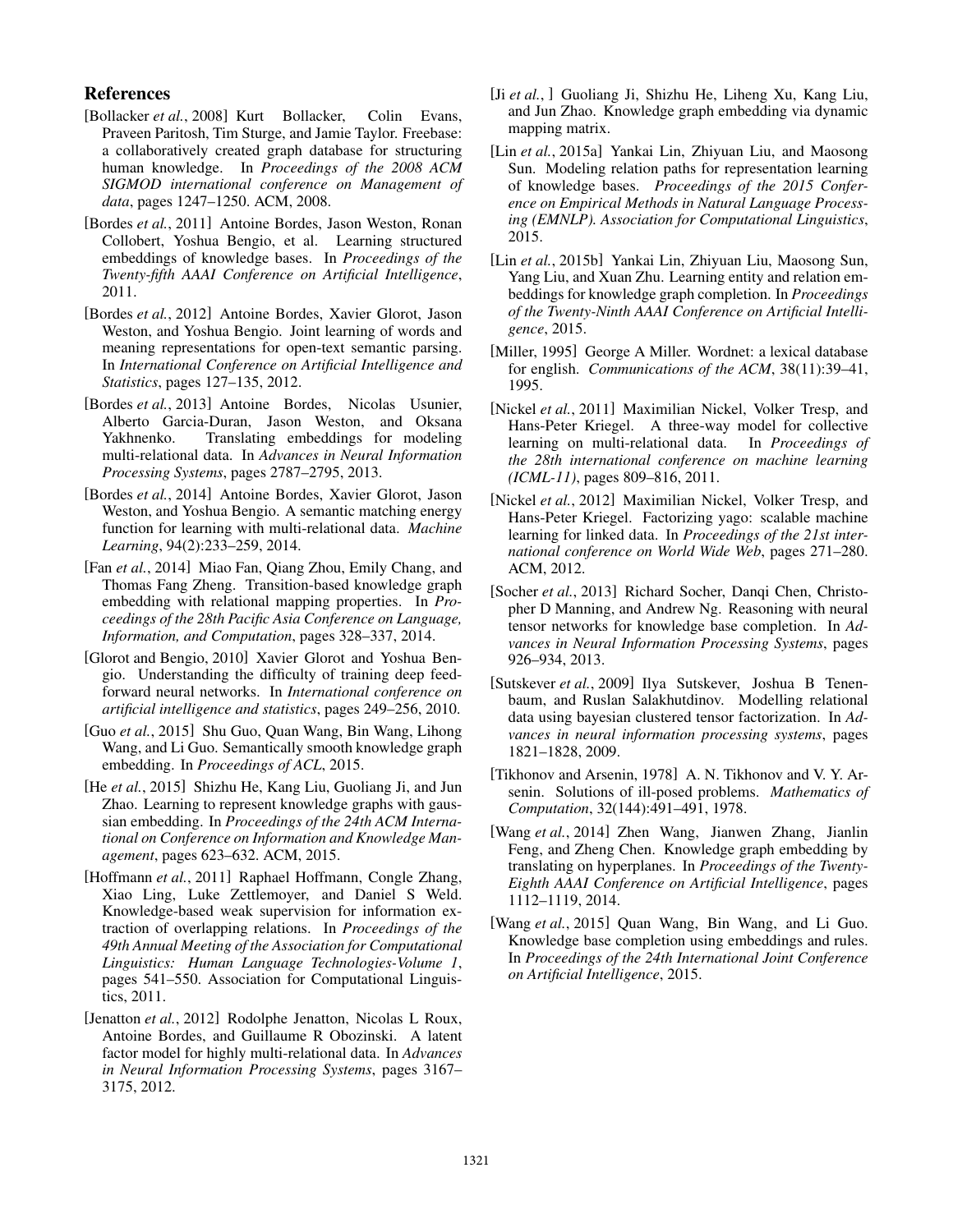## References

[Bollacker *et al.*, 2008] Kurt Bollacker, Colin Evans, Praveen Paritosh, Tim Sturge, and Jamie Taylor. Freebase: a collaboratively created graph database for structuring human knowledge. In *Proceedings of the 2008 ACM SIGMOD international conference on Management of data*, pages 1247–1250. ACM, 2008.

[Bordes *et al.*, 2011] Antoine Bordes, Jason Weston, Ronan Collobert, Yoshua Bengio, et al. Learning structured embeddings of knowledge bases. In *Proceedings of the Twenty-fifth AAAI Conference on Artificial Intelligence*, 2011.

[Bordes *et al.*, 2012] Antoine Bordes, Xavier Glorot, Jason Weston, and Yoshua Bengio. Joint learning of words and meaning representations for open-text semantic parsing. In *International Conference on Artificial Intelligence and Statistics*, pages 127–135, 2012.

[Bordes *et al.*, 2013] Antoine Bordes, Nicolas Usunier, Alberto Garcia-Duran, Jason Weston, and Oksana Yakhnenko. Translating embeddings for modeling multi-relational data. In *Advances in Neural Information Processing Systems*, pages 2787–2795, 2013.

[Bordes *et al.*, 2014] Antoine Bordes, Xavier Glorot, Jason Weston, and Yoshua Bengio. A semantic matching energy function for learning with multi-relational data. *Machine Learning*, 94(2):233–259, 2014.

[Fan *et al.*, 2014] Miao Fan, Qiang Zhou, Emily Chang, and Thomas Fang Zheng. Transition-based knowledge graph embedding with relational mapping properties. In *Proceedings of the 28th Pacific Asia Conference on Language, Information, and Computation*, pages 328–337, 2014.

[Glorot and Bengio, 2010] Xavier Glorot and Yoshua Bengio. Understanding the difficulty of training deep feedforward neural networks. In *International conference on artificial intelligence and statistics*, pages 249–256, 2010.

[Guo *et al.*, 2015] Shu Guo, Quan Wang, Bin Wang, Lihong Wang, and Li Guo. Semantically smooth knowledge graph embedding. In *Proceedings of ACL*, 2015.

[He *et al.*, 2015] Shizhu He, Kang Liu, Guoliang Ji, and Jun Zhao. Learning to represent knowledge graphs with gaussian embedding. In *Proceedings of the 24th ACM International on Conference on Information and Knowledge Management*, pages 623–632. ACM, 2015.

[Hoffmann *et al.*, 2011] Raphael Hoffmann, Congle Zhang, Xiao Ling, Luke Zettlemoyer, and Daniel S Weld. Knowledge-based weak supervision for information extraction of overlapping relations. In *Proceedings of the 49th Annual Meeting of the Association for Computational Linguistics: Human Language Technologies-Volume 1*, pages 541–550. Association for Computational Linguistics, 2011.

[Jenatton *et al.*, 2012] Rodolphe Jenatton, Nicolas L Roux, Antoine Bordes, and Guillaume R Obozinski. A latent factor model for highly multi-relational data. In *Advances in Neural Information Processing Systems*, pages 3167–3175, 2012.

[Ji *et al.*, ] Guoliang Ji, Shizhu He, Liheng Xu, Kang Liu, and Jun Zhao. Knowledge graph embedding via dynamic mapping matrix.

[Lin *et al.*, 2015a] Yankai Lin, Zhiyuan Liu, and Maosong Sun. Modeling relation paths for representation learning of knowledge bases. *Proceedings of the 2015 Conference on Empirical Methods in Natural Language Processing (EMNLP). Association for Computational Linguistics*, 2015.

[Lin *et al.*, 2015b] Yankai Lin, Zhiyuan Liu, Maosong Sun, Yang Liu, and Xuan Zhu. Learning entity and relation embeddings for knowledge graph completion. In *Proceedings of the Twenty-Ninth AAAI Conference on Artificial Intelligence*, 2015.

[Miller, 1995] George A Miller. Wordnet: a lexical database for english. *Communications of the ACM*, 38(11):39–41, 1995.

[Nickel *et al.*, 2011] Maximilian Nickel, Volker Tresp, and Hans-Peter Kriegel. A three-way model for collective learning on multi-relational data. In *Proceedings of the 28th international conference on machine learning (ICML-11)*, pages 809–816, 2011.

[Nickel *et al.*, 2012] Maximilian Nickel, Volker Tresp, and Hans-Peter Kriegel. Factorizing yago: scalable machine learning for linked data. In *Proceedings of the 21st international conference on World Wide Web*, pages 271–280. ACM, 2012.

[Socher *et al.*, 2013] Richard Socher, Danqi Chen, Christopher D Manning, and Andrew Ng. Reasoning with neural tensor networks for knowledge base completion. In *Advances in Neural Information Processing Systems*, pages 926–934, 2013.

[Sutskever *et al.*, 2009] Ilya Sutskever, Joshua B Tenenbaum, and Ruslan Salakhutdinov. Modelling relational data using bayesian clustered tensor factorization. In *Advances in neural information processing systems*, pages 1821–1828, 2009.

[Tikhonov and Arsenin, 1978] A. N. Tikhonov and V. Y. Arsenin. Solutions of ill-posed problems. *Mathematics of Computation*, 32(144):491–491, 1978.

[Wang *et al.*, 2014] Zhen Wang, Jianwen Zhang, Jianlin Feng, and Zheng Chen. Knowledge graph embedding by translating on hyperplanes. In *Proceedings of the Twenty-Eighth AAAI Conference on Artificial Intelligence*, pages 1112–1119, 2014.

[Wang *et al.*, 2015] Quan Wang, Bin Wang, and Li Guo. Knowledge base completion using embeddings and rules. In *Proceedings of the 24th International Joint Conference on Artificial Intelligence*, 2015.